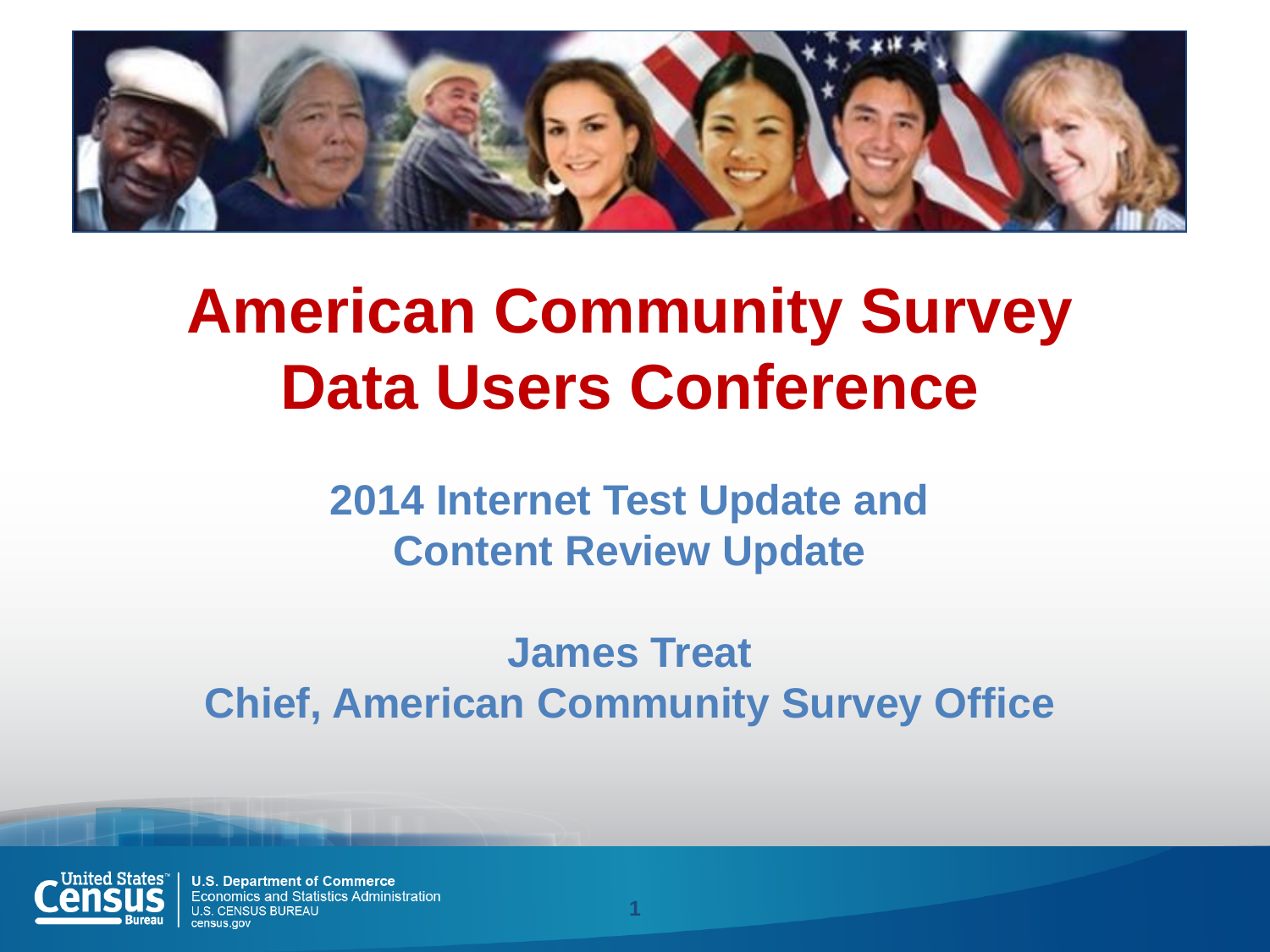# American Community Survey Data Users Conference

## 2014 Internet Test Update and Content Review Update

**James Treat**
**Chief, American Community Survey Office**

U.S. Department of Commerce
Economics and Statistics Administration
U.S. CENSUS BUREAU
census.gov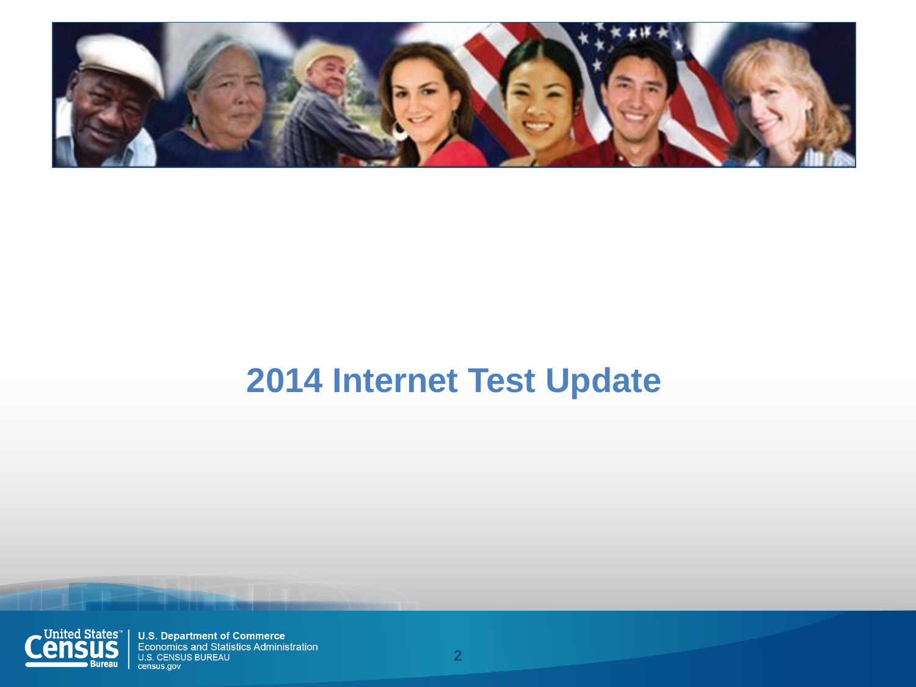# 2014 Internet Test Update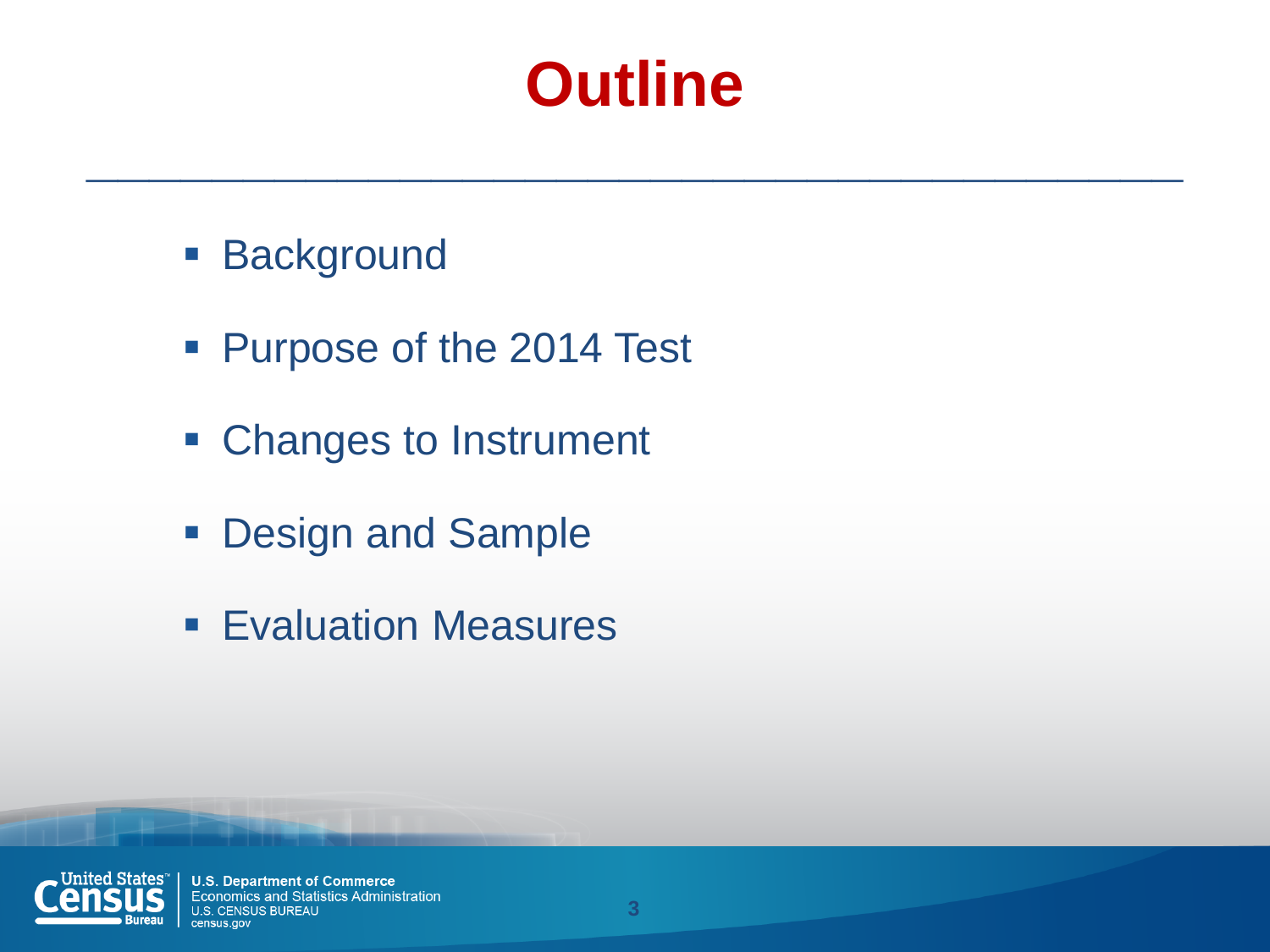# Outline

- Background
- Purpose of the 2014 Test
- Changes to Instrument
- Design and Sample
- Evaluation Measures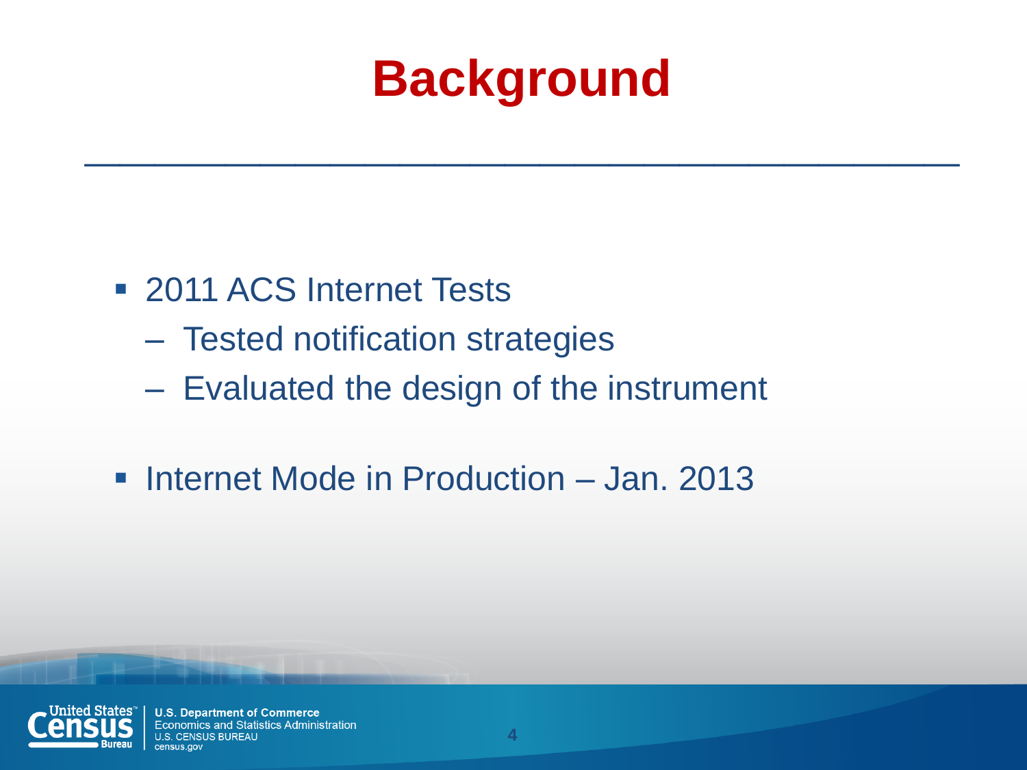# Background

- 2011 ACS Internet Tests
  - Tested notification strategies
  - Evaluated the design of the instrument
- Internet Mode in Production – Jan. 2013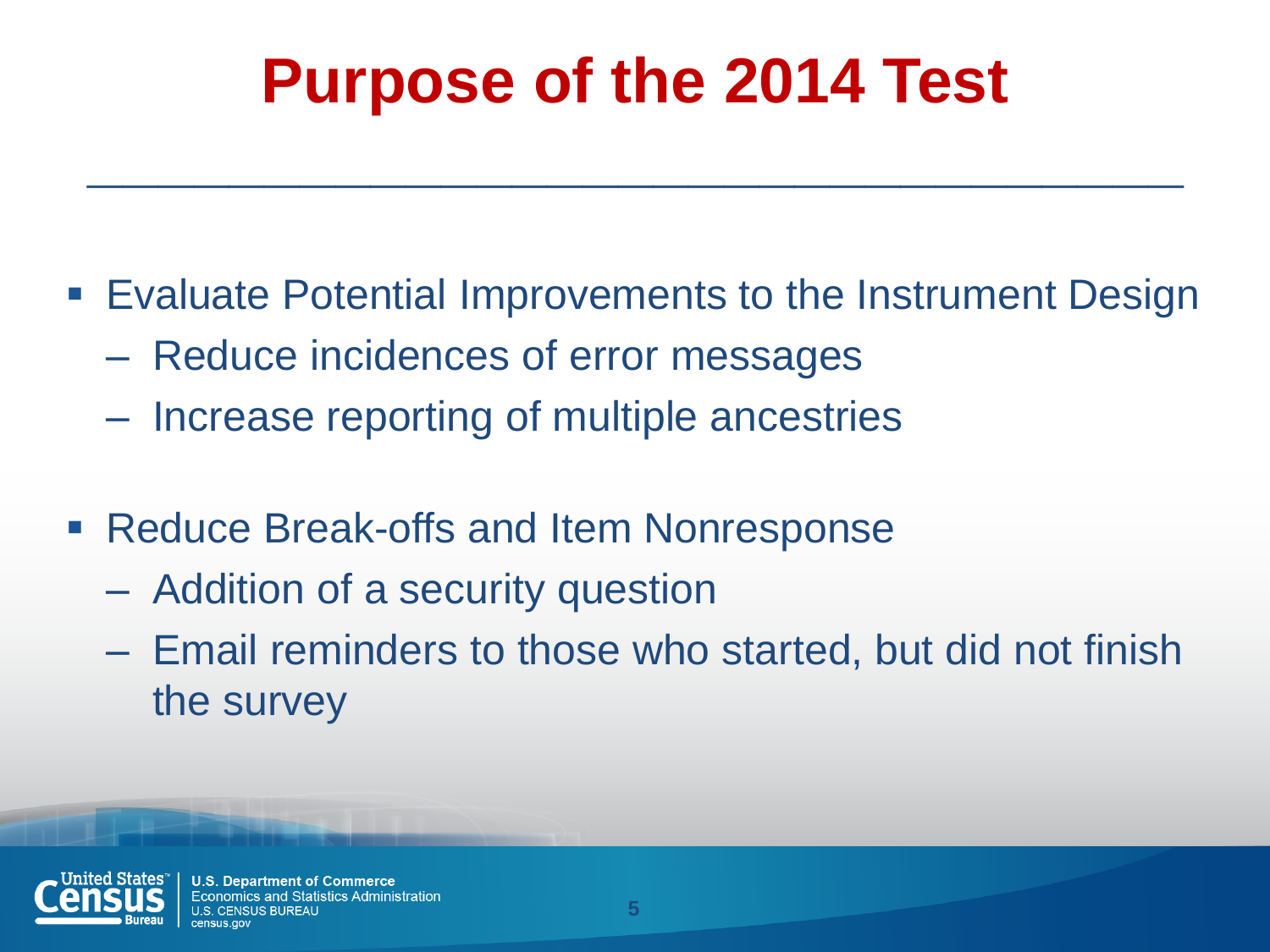# Purpose of the 2014 Test

- Evaluate Potential Improvements to the Instrument Design
  - Reduce incidences of error messages
  - Increase reporting of multiple ancestries
- Reduce Break-offs and Item Nonresponse
  - Addition of a security question
  - Email reminders to those who started, but did not finish the survey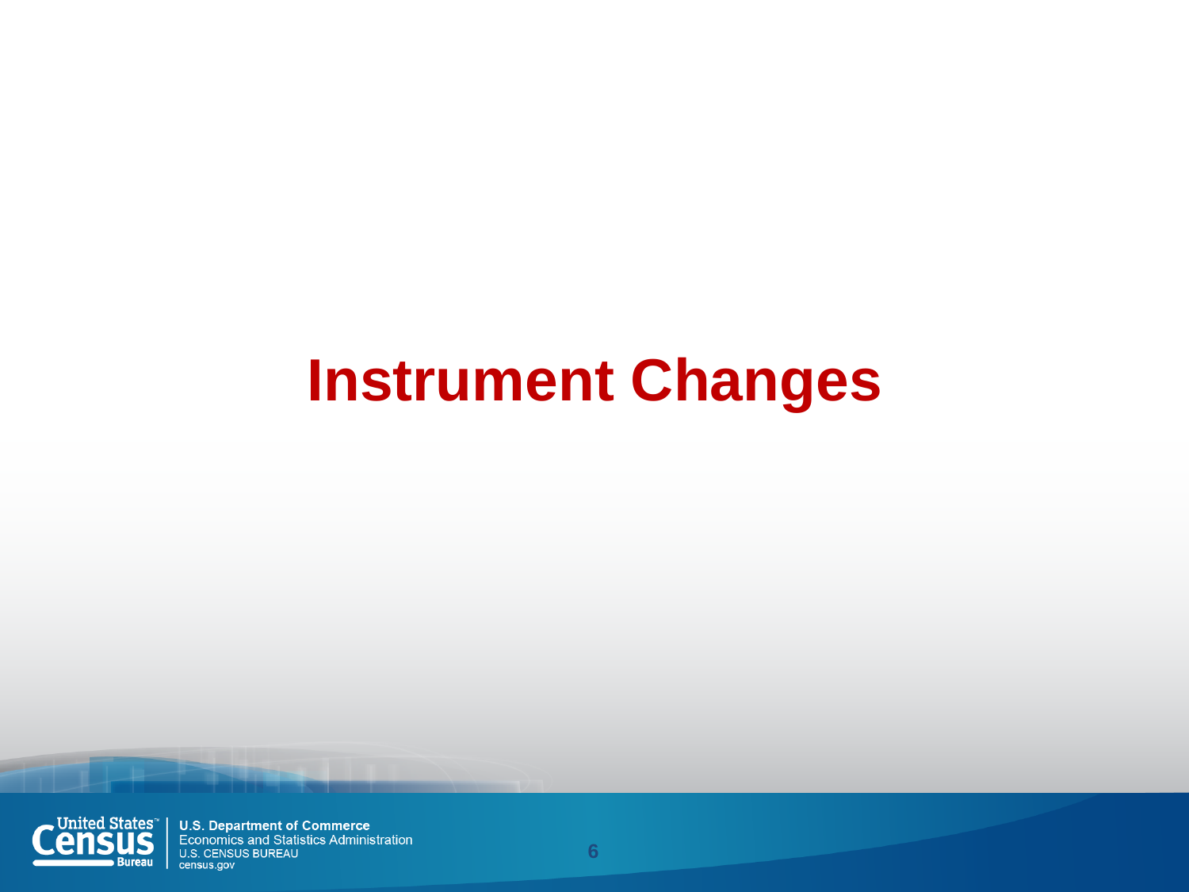# Instrument Changes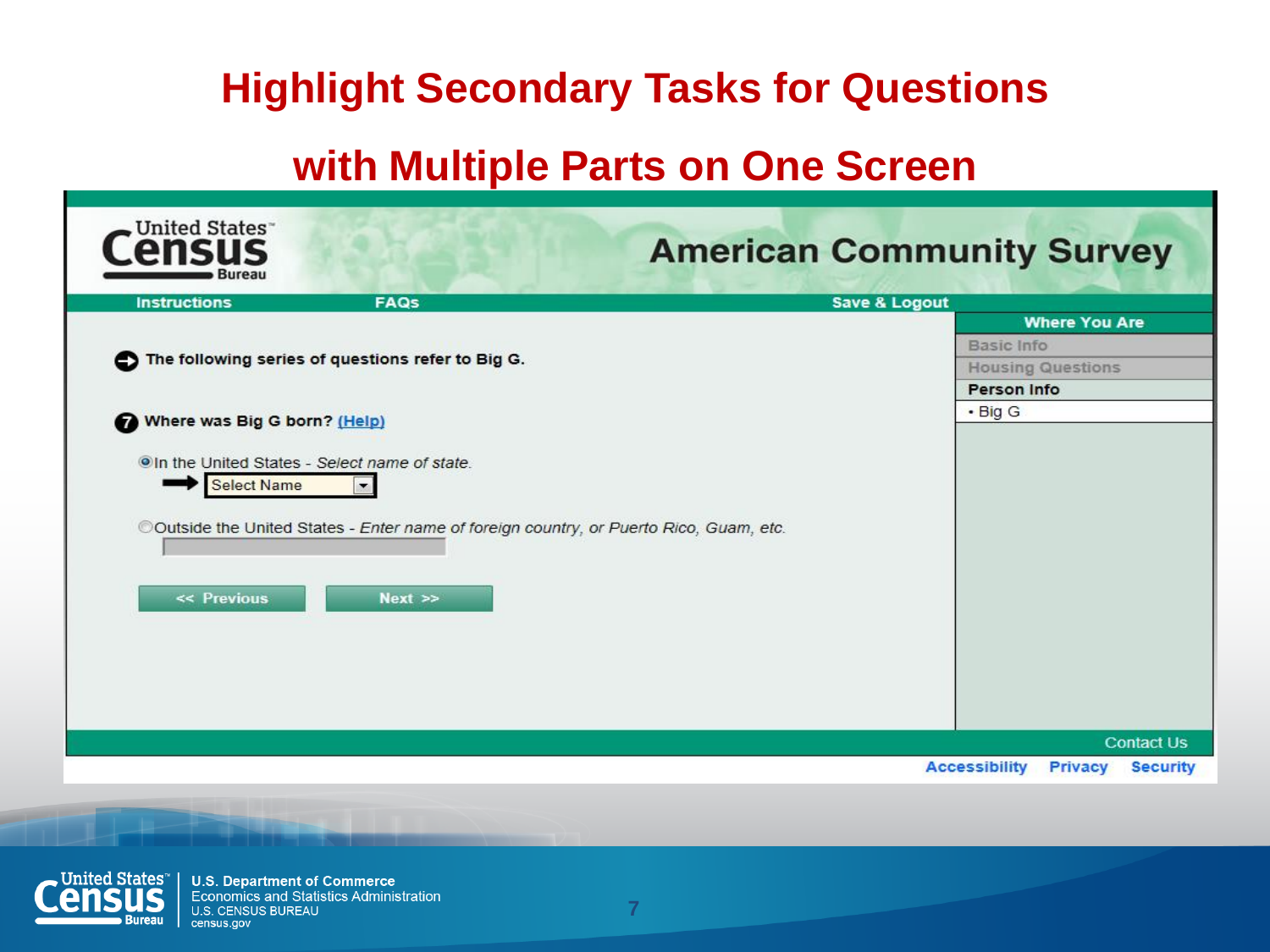# Highlight Secondary Tasks for Questions with Multiple Parts on One Screen

United States Census Bureau

**American Community Survey**

Instructions | FAQs | Save & Logout

The following series of questions refer to Big G.

**7** Where was Big G born? (Help)

- In the United States - *Select name of state.*

  Select Name

- Outside the United States - *Enter name of foreign country, or Puerto Rico, Guam, etc.*

<< Previous | Next >>

**Where You Are**

- Basic Info
- Housing Questions
- **Person Info**
  - Big G

Contact Us

Accessibility | Privacy | Security

U.S. Department of Commerce
Economics and Statistics Administration
U.S. CENSUS BUREAU
census.gov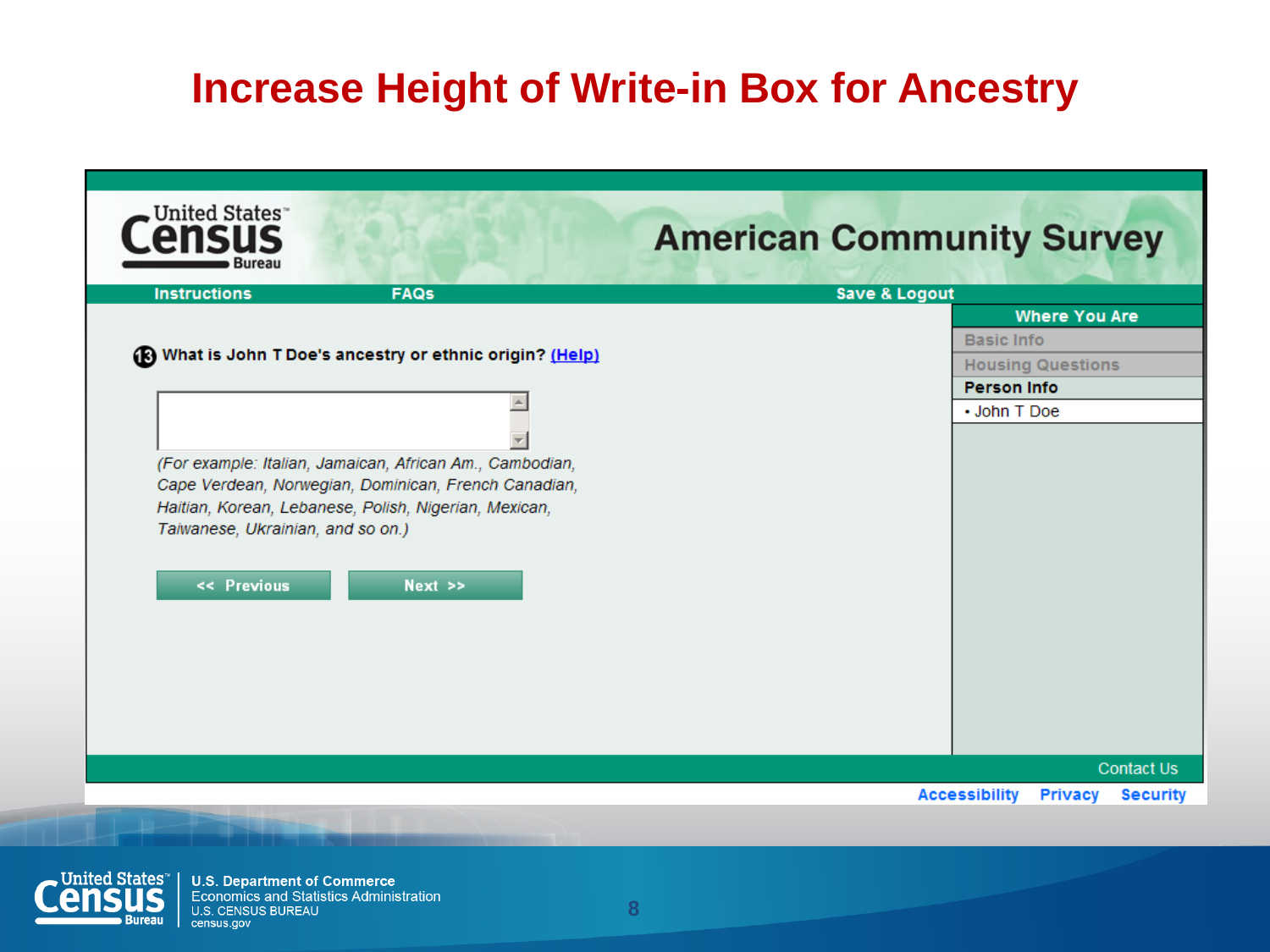# Increase Height of Write-in Box for Ancestry

United States Census Bureau

American Community Survey

Instructions | FAQs | Save & Logout

**Where You Are**

- Basic Info
- Housing Questions
- **Person Info**
  - John T Doe

**13** What is John T Doe's ancestry or ethnic origin? (Help)

*(For example: Italian, Jamaican, African Am., Cambodian, Cape Verdean, Norwegian, Dominican, French Canadian, Haitian, Korean, Lebanese, Polish, Nigerian, Mexican, Taiwanese, Ukrainian, and so on.)*

<< Previous | Next >>

Contact Us

Accessibility | Privacy | Security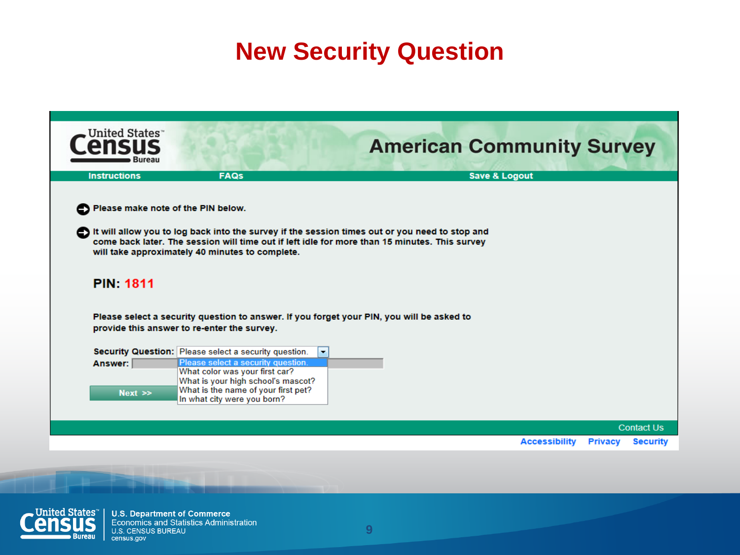# New Security Question

United States™ Census Bureau

## American Community Survey

Instructions | FAQs | Save & Logout

- Please make note of the PIN below.
- It will allow you to log back into the survey if the session times out or you need to stop and come back later. The session will time out if left idle for more than 15 minutes. This survey will take approximately 40 minutes to complete.

**PIN: 1811**

Please select a security question to answer. If you forget your PIN, you will be asked to provide this answer to re-enter the survey.

**Security Question:** Please select a security question.

**Answer:**

- Please select a security question.
- What color was your first car?
- What is your high school's mascot?
- What is the name of your first pet?
- In what city were you born?

Next >>

Contact Us

Accessibility | Privacy | Security

U.S. Department of Commerce
Economics and Statistics Administration
U.S. CENSUS BUREAU
census.gov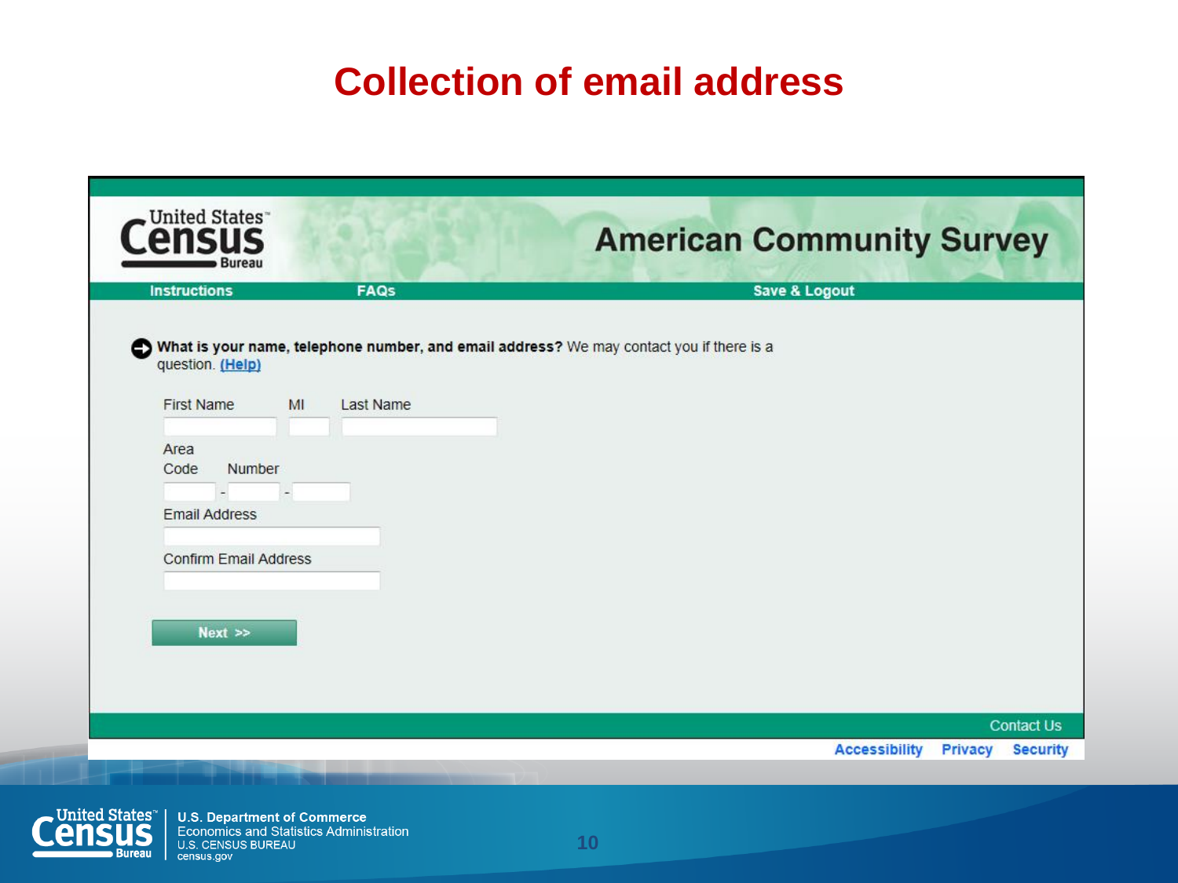# Collection of email address

United States Census Bureau

## American Community Survey

Instructions | FAQs | Save & Logout

**What is your name, telephone number, and email address?** We may contact you if there is a question. (Help)

First Name | MI | Last Name

Area Code | Number

Email Address

Confirm Email Address

Next >>

Contact Us

Accessibility | Privacy | Security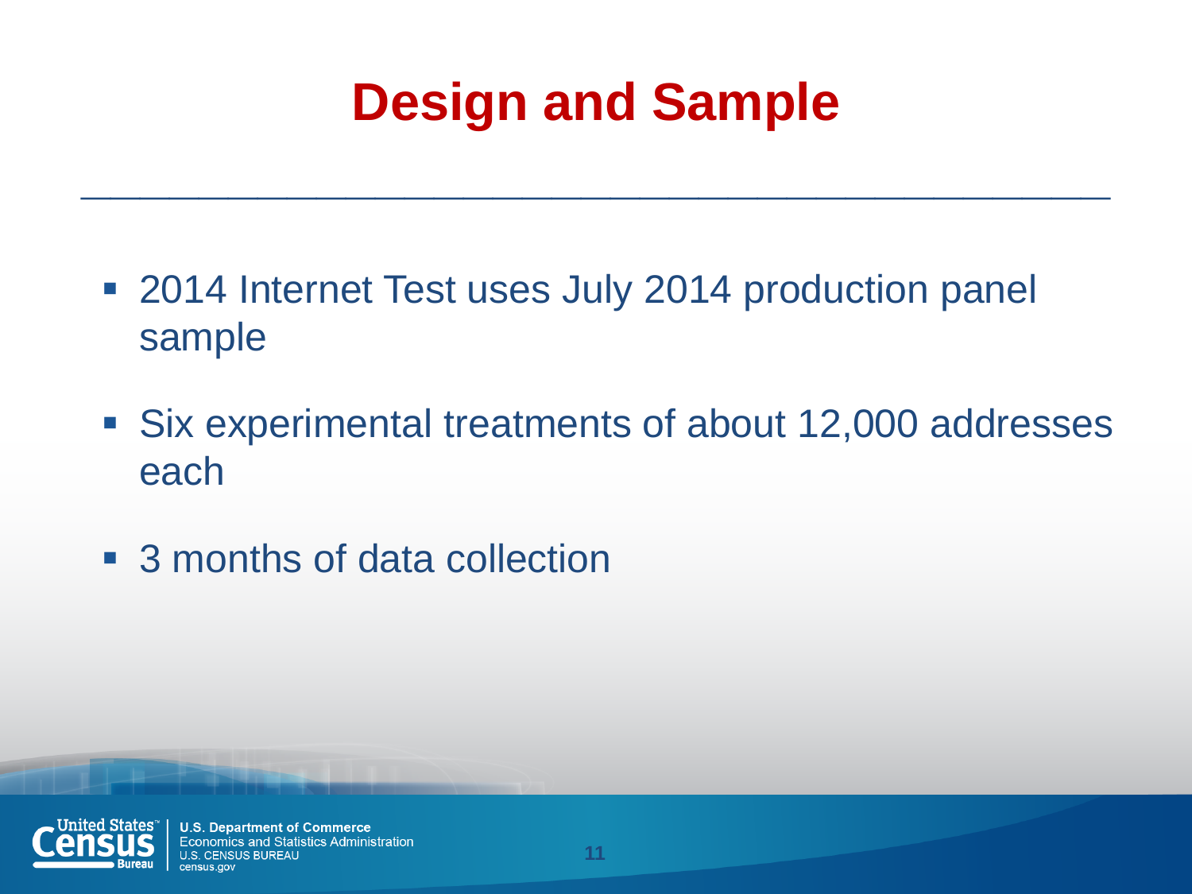# Design and Sample

- 2014 Internet Test uses July 2014 production panel sample
- Six experimental treatments of about 12,000 addresses each
- 3 months of data collection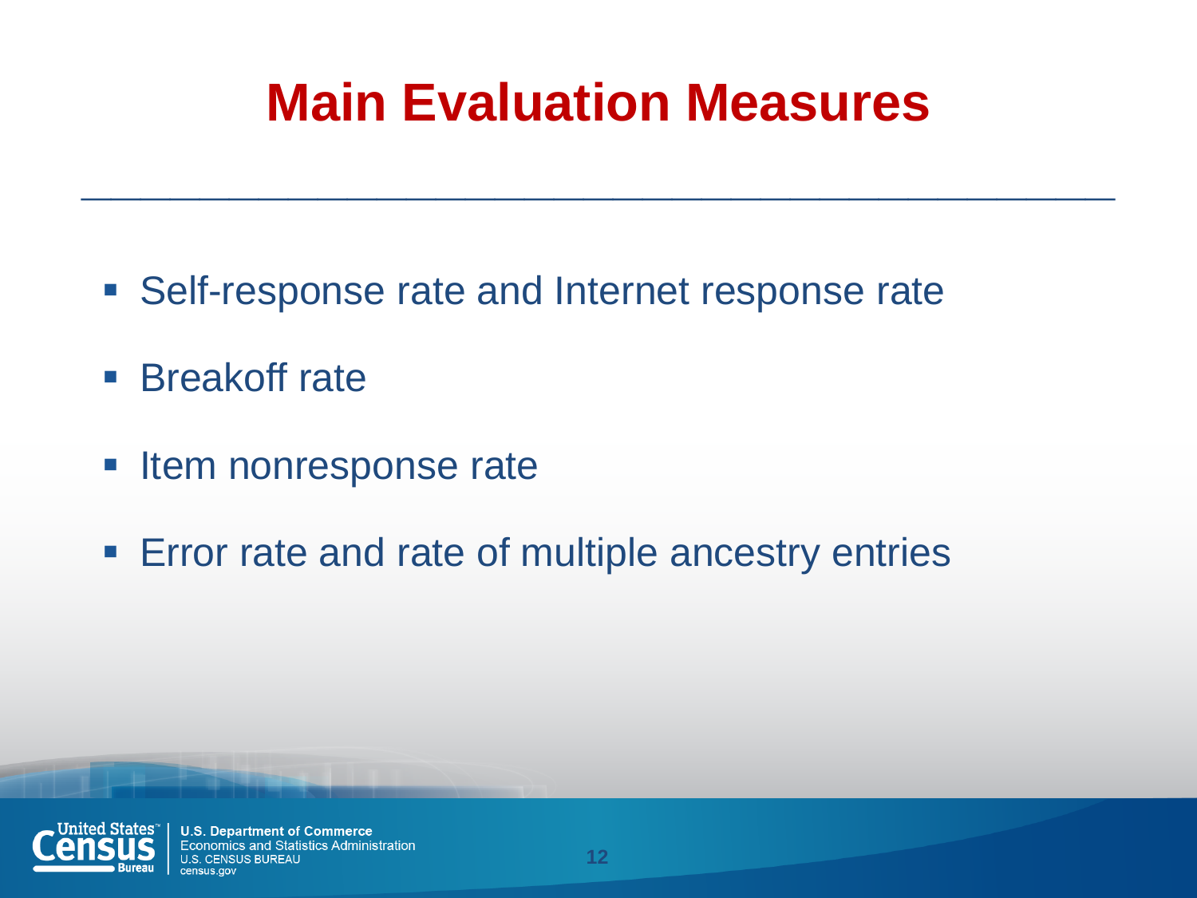# Main Evaluation Measures

- Self-response rate and Internet response rate
- Breakoff rate
- Item nonresponse rate
- Error rate and rate of multiple ancestry entries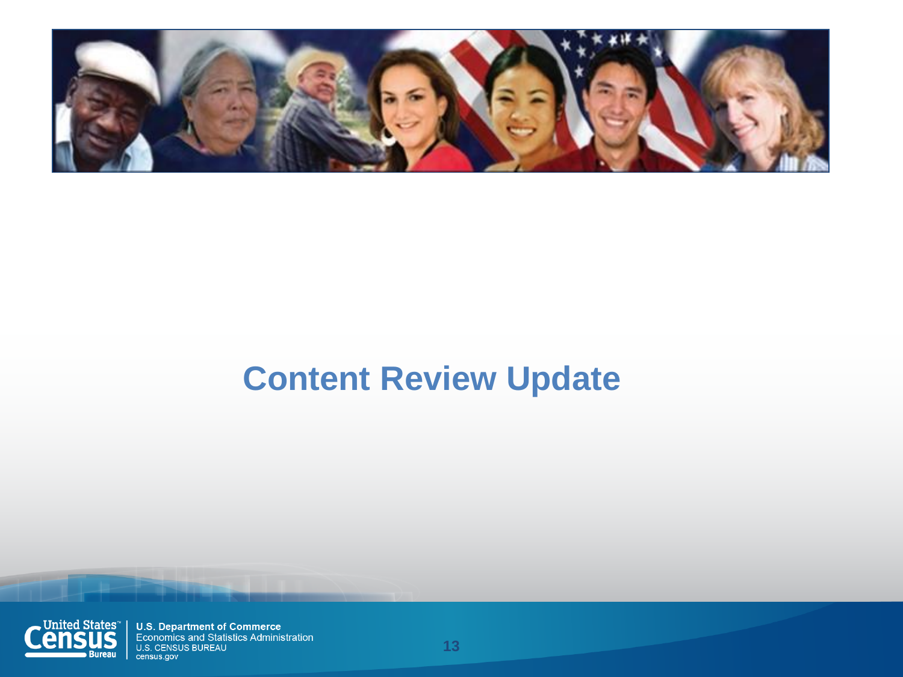# Content Review Update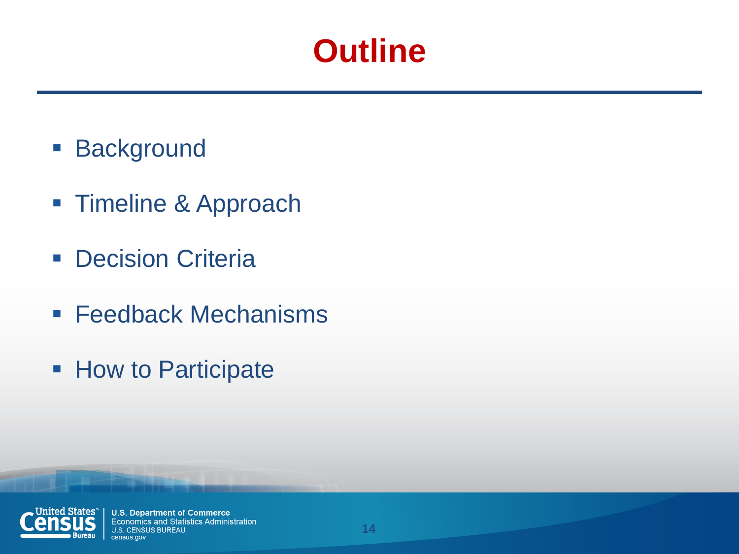# Outline

- Background
- Timeline & Approach
- Decision Criteria
- Feedback Mechanisms
- How to Participate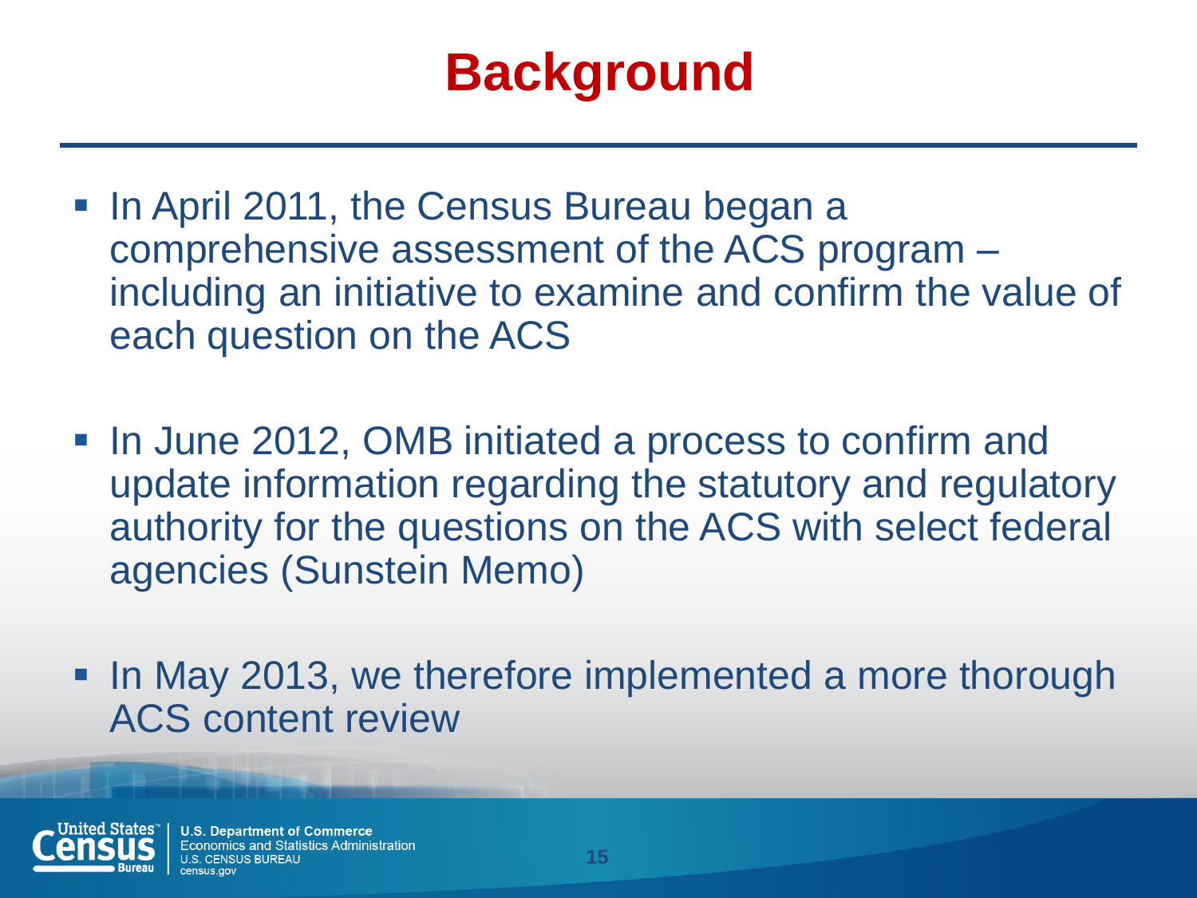# Background

- In April 2011, the Census Bureau began a comprehensive assessment of the ACS program – including an initiative to examine and confirm the value of each question on the ACS
- In June 2012, OMB initiated a process to confirm and update information regarding the statutory and regulatory authority for the questions on the ACS with select federal agencies (Sunstein Memo)
- In May 2013, we therefore implemented a more thorough ACS content review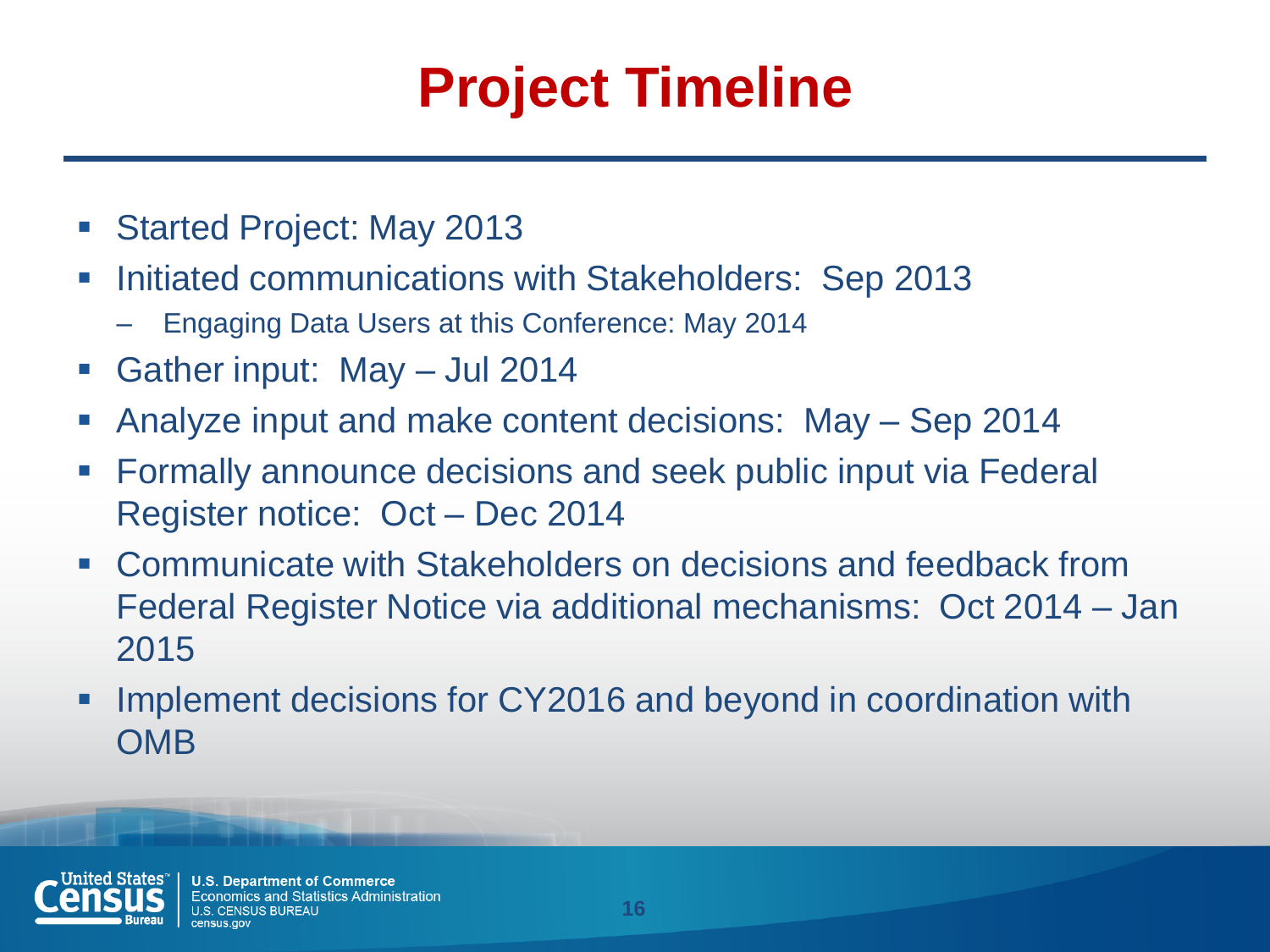# Project Timeline

- Started Project: May 2013
- Initiated communications with Stakeholders: Sep 2013
  - Engaging Data Users at this Conference: May 2014
- Gather input: May – Jul 2014
- Analyze input and make content decisions: May – Sep 2014
- Formally announce decisions and seek public input via Federal Register notice: Oct – Dec 2014
- Communicate with Stakeholders on decisions and feedback from Federal Register Notice via additional mechanisms: Oct 2014 – Jan 2015
- Implement decisions for CY2016 and beyond in coordination with OMB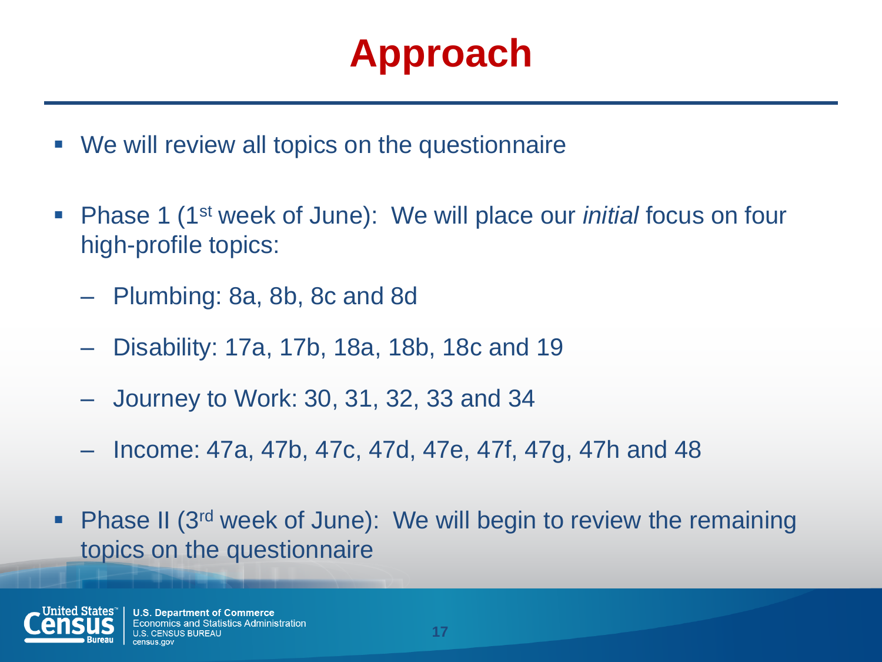# Approach

- We will review all topics on the questionnaire
- Phase 1 (1st week of June): We will place our *initial* focus on four high-profile topics:
  - Plumbing: 8a, 8b, 8c and 8d
  - Disability: 17a, 17b, 18a, 18b, 18c and 19
  - Journey to Work: 30, 31, 32, 33 and 34
  - Income: 47a, 47b, 47c, 47d, 47e, 47f, 47g, 47h and 48
- Phase II (3rd week of June): We will begin to review the remaining topics on the questionnaire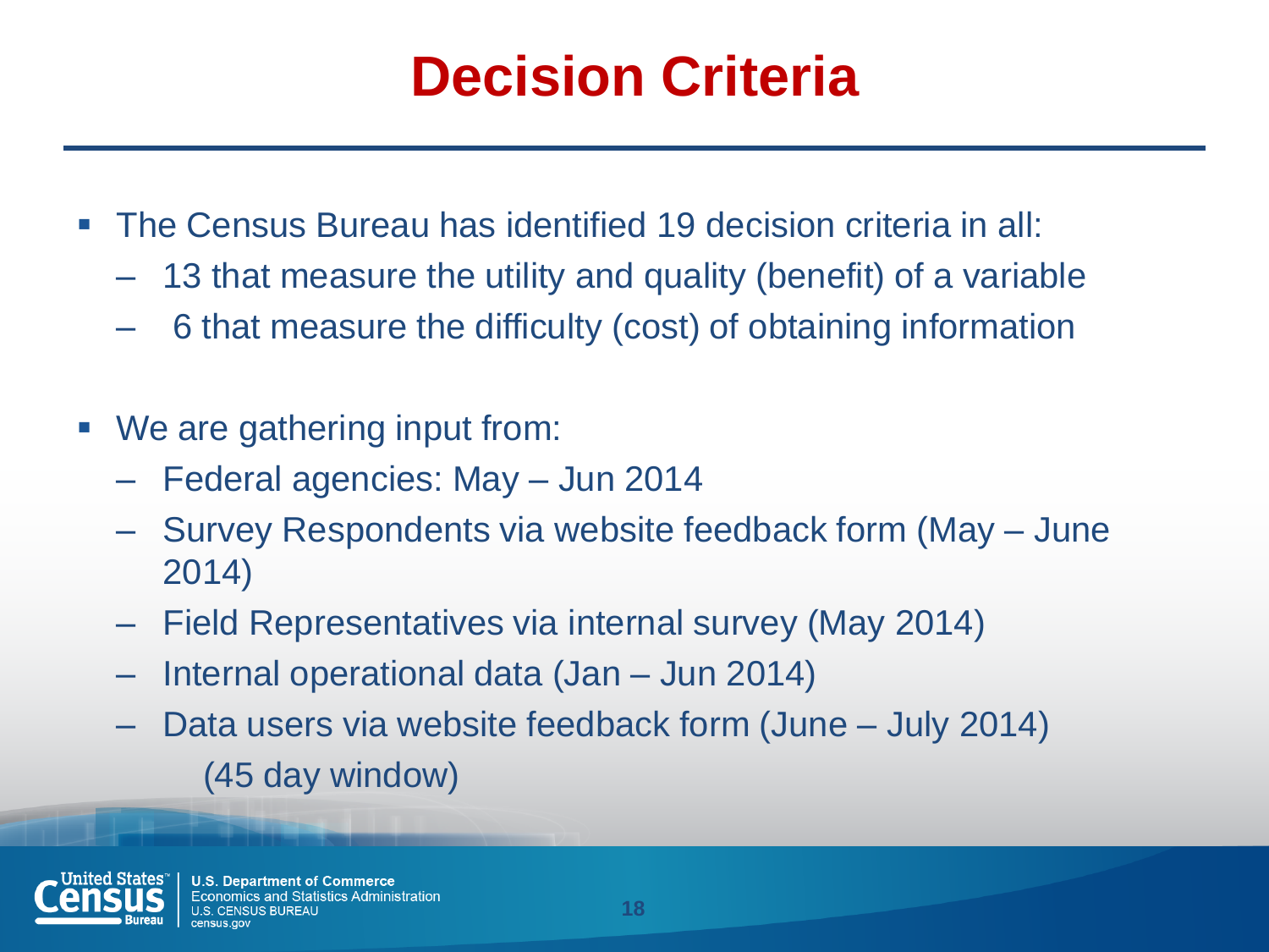# Decision Criteria

- The Census Bureau has identified 19 decision criteria in all:
  - 13 that measure the utility and quality (benefit) of a variable
  - 6 that measure the difficulty (cost) of obtaining information

- We are gathering input from:
  - Federal agencies: May – Jun 2014
  - Survey Respondents via website feedback form (May – June 2014)
  - Field Representatives via internal survey (May 2014)
  - Internal operational data (Jan – Jun 2014)
  - Data users via website feedback form (June – July 2014) (45 day window)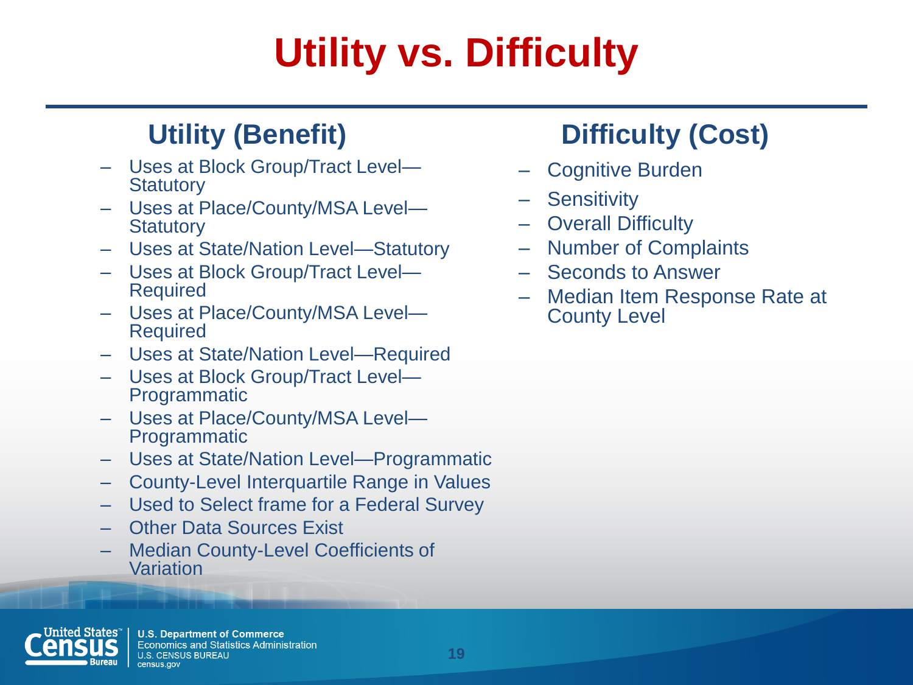# Utility vs. Difficulty

## Utility (Benefit)

- Uses at Block Group/Tract Level—Statutory
- Uses at Place/County/MSA Level—Statutory
- Uses at State/Nation Level—Statutory
- Uses at Block Group/Tract Level—Required
- Uses at Place/County/MSA Level—Required
- Uses at State/Nation Level—Required
- Uses at Block Group/Tract Level—Programmatic
- Uses at Place/County/MSA Level—Programmatic
- Uses at State/Nation Level—Programmatic
- County-Level Interquartile Range in Values
- Used to Select frame for a Federal Survey
- Other Data Sources Exist
- Median County-Level Coefficients of Variation

## Difficulty (Cost)

- Cognitive Burden
- Sensitivity
- Overall Difficulty
- Number of Complaints
- Seconds to Answer
- Median Item Response Rate at County Level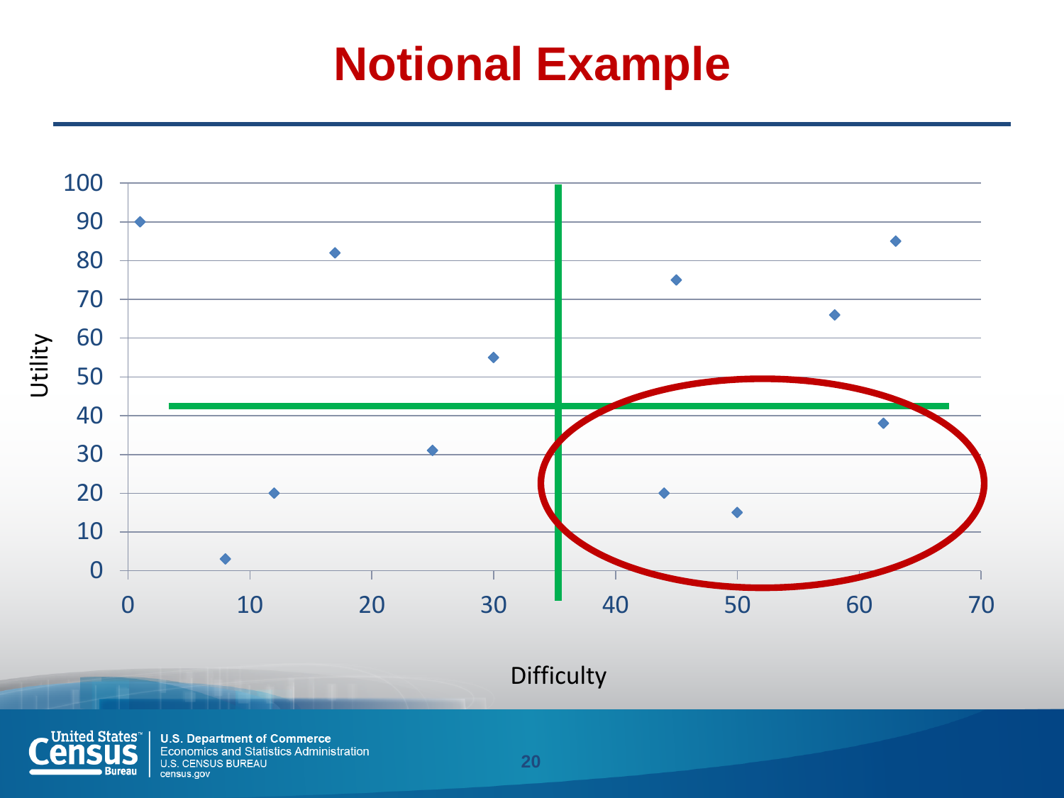# Notional Example

Utility

100
90
80
70
60
50
40
30
20
10
0

0 10 20 30 40 50 60 70

Difficulty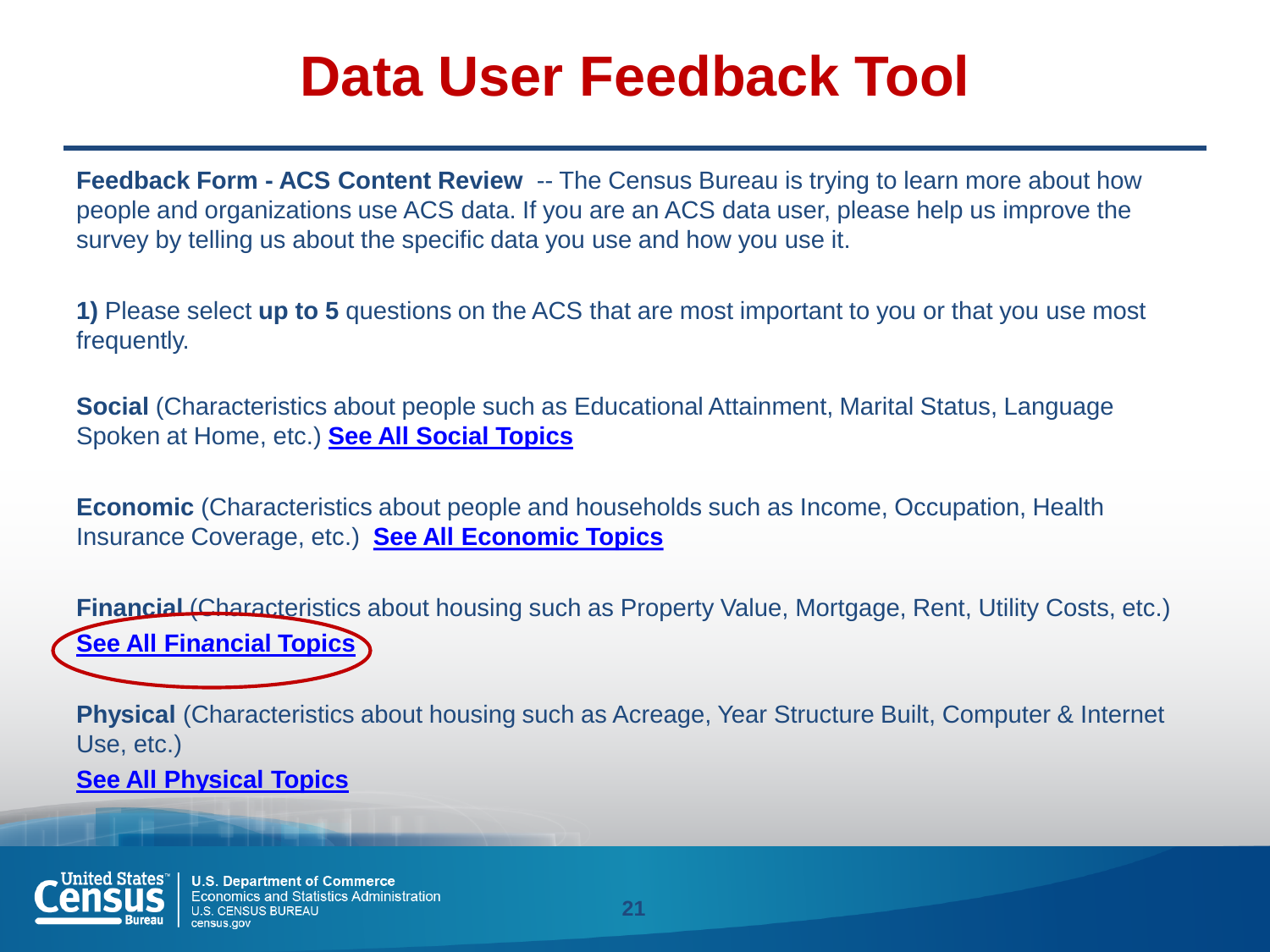# Data User Feedback Tool

**Feedback Form - ACS Content Review** -- The Census Bureau is trying to learn more about how people and organizations use ACS data. If you are an ACS data user, please help us improve the survey by telling us about the specific data you use and how you use it.

**1)** Please select **up to 5** questions on the ACS that are most important to you or that you use most frequently.

**Social** (Characteristics about people such as Educational Attainment, Marital Status, Language Spoken at Home, etc.) **See All Social Topics**

**Economic** (Characteristics about people and households such as Income, Occupation, Health Insurance Coverage, etc.) **See All Economic Topics**

**Financial** (Characteristics about housing such as Property Value, Mortgage, Rent, Utility Costs, etc.) **See All Financial Topics**

**Physical** (Characteristics about housing such as Acreage, Year Structure Built, Computer & Internet Use, etc.) **See All Physical Topics**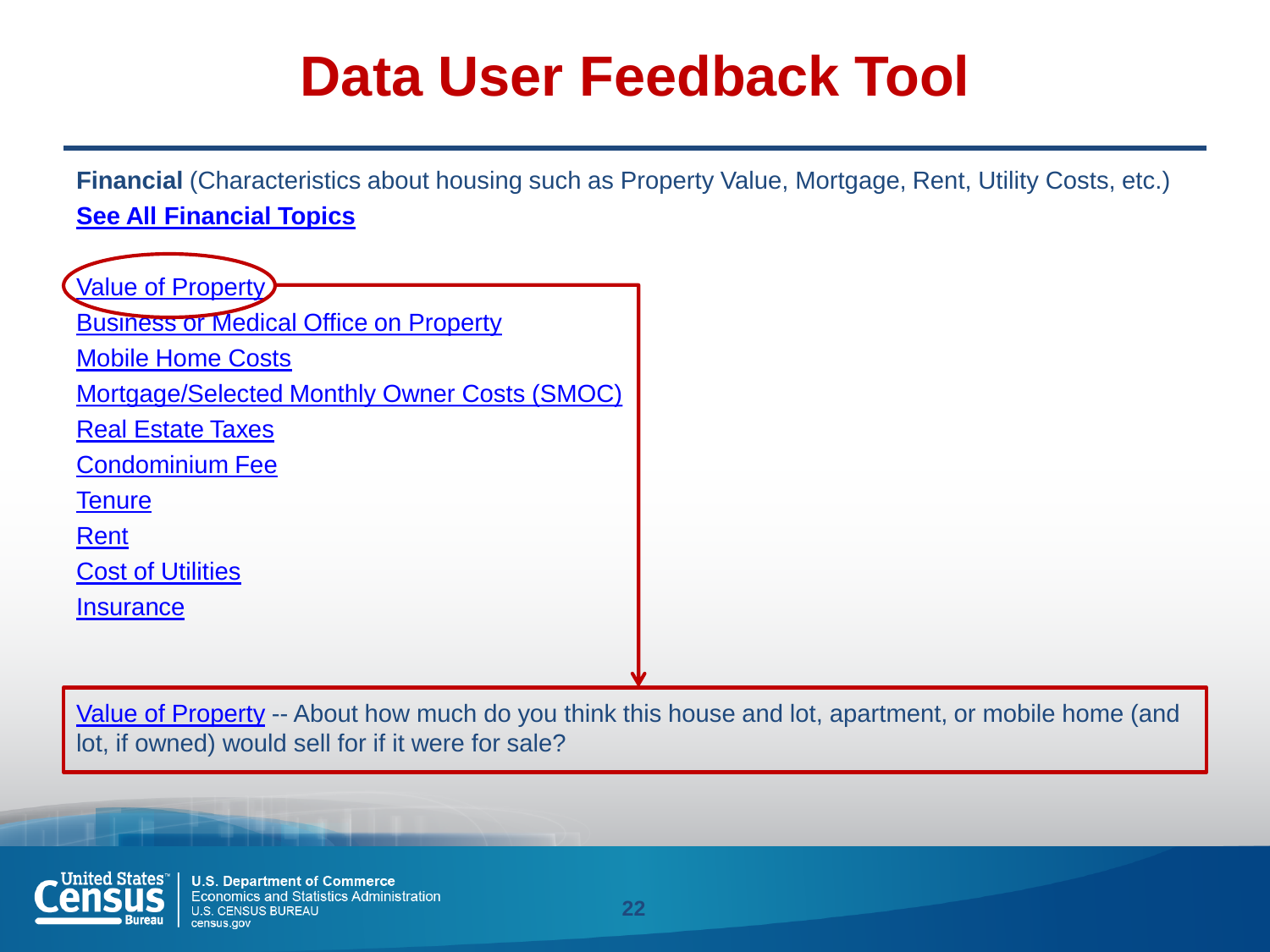# Data User Feedback Tool

**Financial** (Characteristics about housing such as Property Value, Mortgage, Rent, Utility Costs, etc.)

**See All Financial Topics**

- Value of Property
- Business or Medical Office on Property
- Mobile Home Costs
- Mortgage/Selected Monthly Owner Costs (SMOC)
- Real Estate Taxes
- Condominium Fee
- Tenure
- Rent
- Cost of Utilities
- Insurance

Value of Property -- About how much do you think this house and lot, apartment, or mobile home (and lot, if owned) would sell for if it were for sale?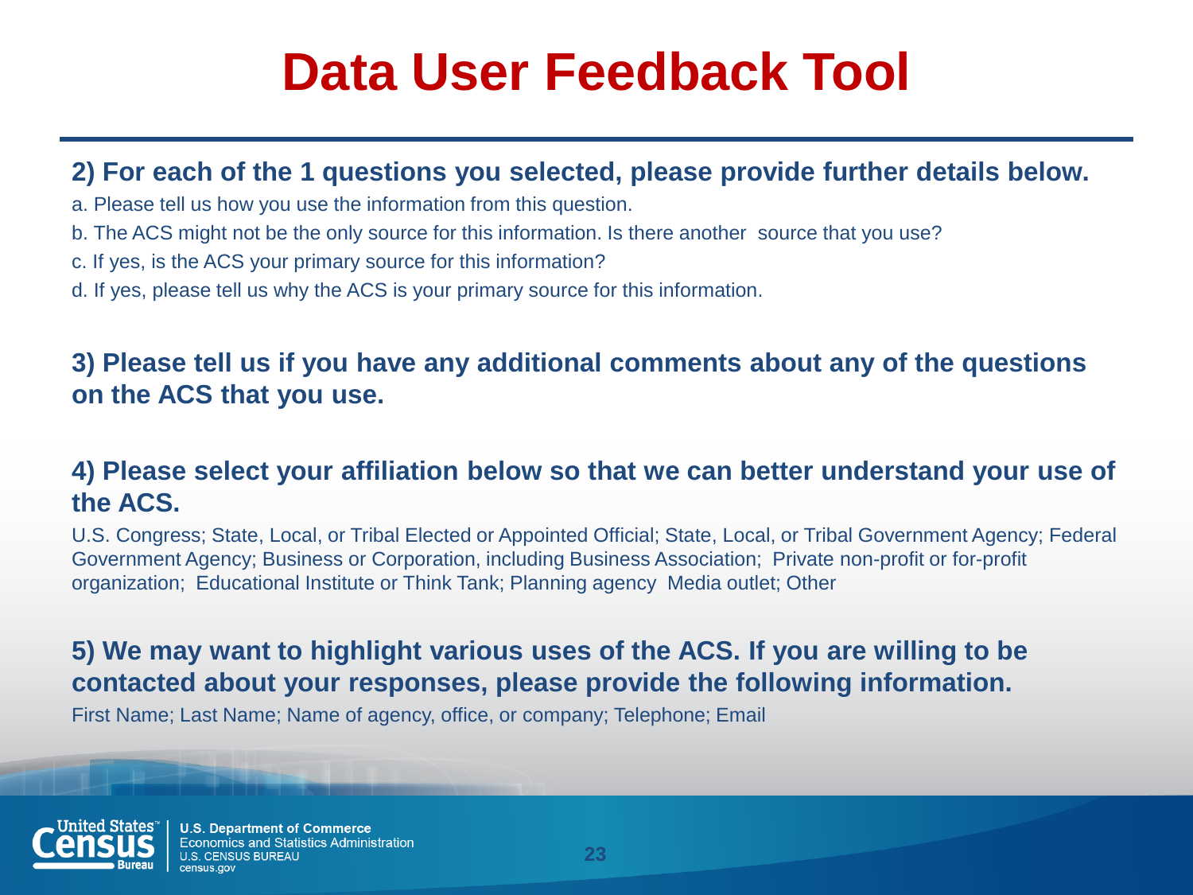# Data User Feedback Tool

## 2) For each of the 1 questions you selected, please provide further details below.

a. Please tell us how you use the information from this question.

b. The ACS might not be the only source for this information. Is there another source that you use?

c. If yes, is the ACS your primary source for this information?

d. If yes, please tell us why the ACS is your primary source for this information.

## 3) Please tell us if you have any additional comments about any of the questions on the ACS that you use.

## 4) Please select your affiliation below so that we can better understand your use of the ACS.

U.S. Congress; State, Local, or Tribal Elected or Appointed Official; State, Local, or Tribal Government Agency; Federal Government Agency; Business or Corporation, including Business Association; Private non-profit or for-profit organization; Educational Institute or Think Tank; Planning agency Media outlet; Other

## 5) We may want to highlight various uses of the ACS. If you are willing to be contacted about your responses, please provide the following information.

First Name; Last Name; Name of agency, office, or company; Telephone; Email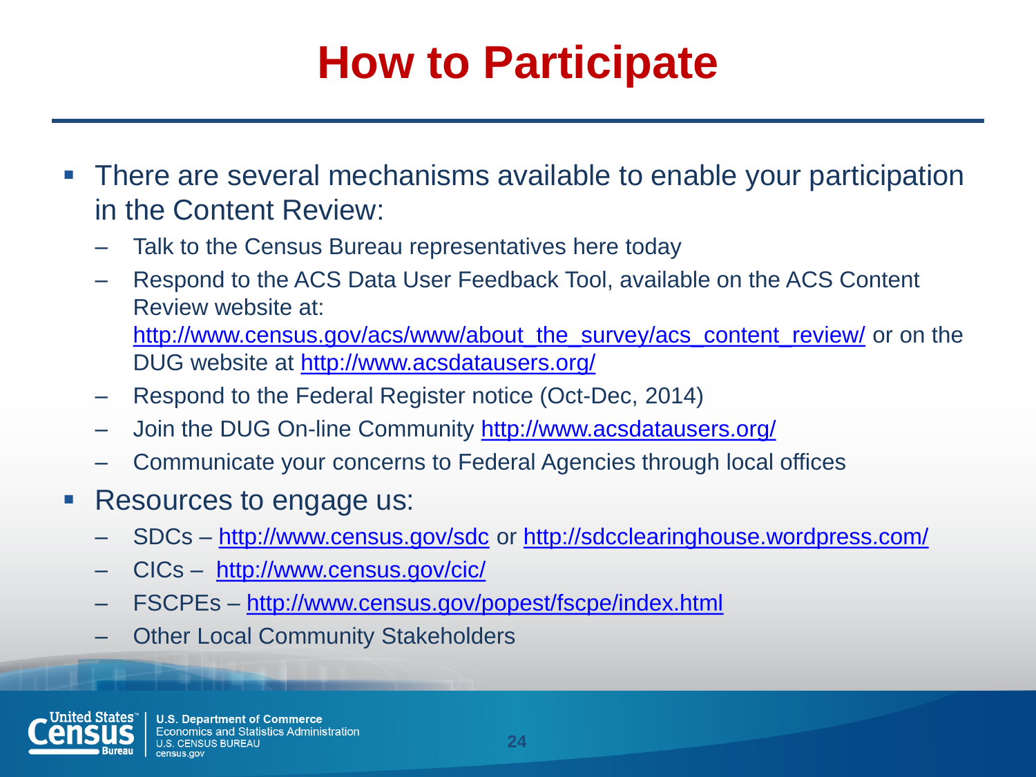# How to Participate

- There are several mechanisms available to enable your participation in the Content Review:
  - Talk to the Census Bureau representatives here today
  - Respond to the ACS Data User Feedback Tool, available on the ACS Content Review website at: http://www.census.gov/acs/www/about_the_survey/acs_content_review/ or on the DUG website at http://www.acsdatausers.org/
  - Respond to the Federal Register notice (Oct-Dec, 2014)
  - Join the DUG On-line Community http://www.acsdatausers.org/
  - Communicate your concerns to Federal Agencies through local offices
- Resources to engage us:
  - SDCs – http://www.census.gov/sdc or http://sdcclearinghouse.wordpress.com/
  - CICs – http://www.census.gov/cic/
  - FSCPEs – http://www.census.gov/popest/fscpe/index.html
  - Other Local Community Stakeholders